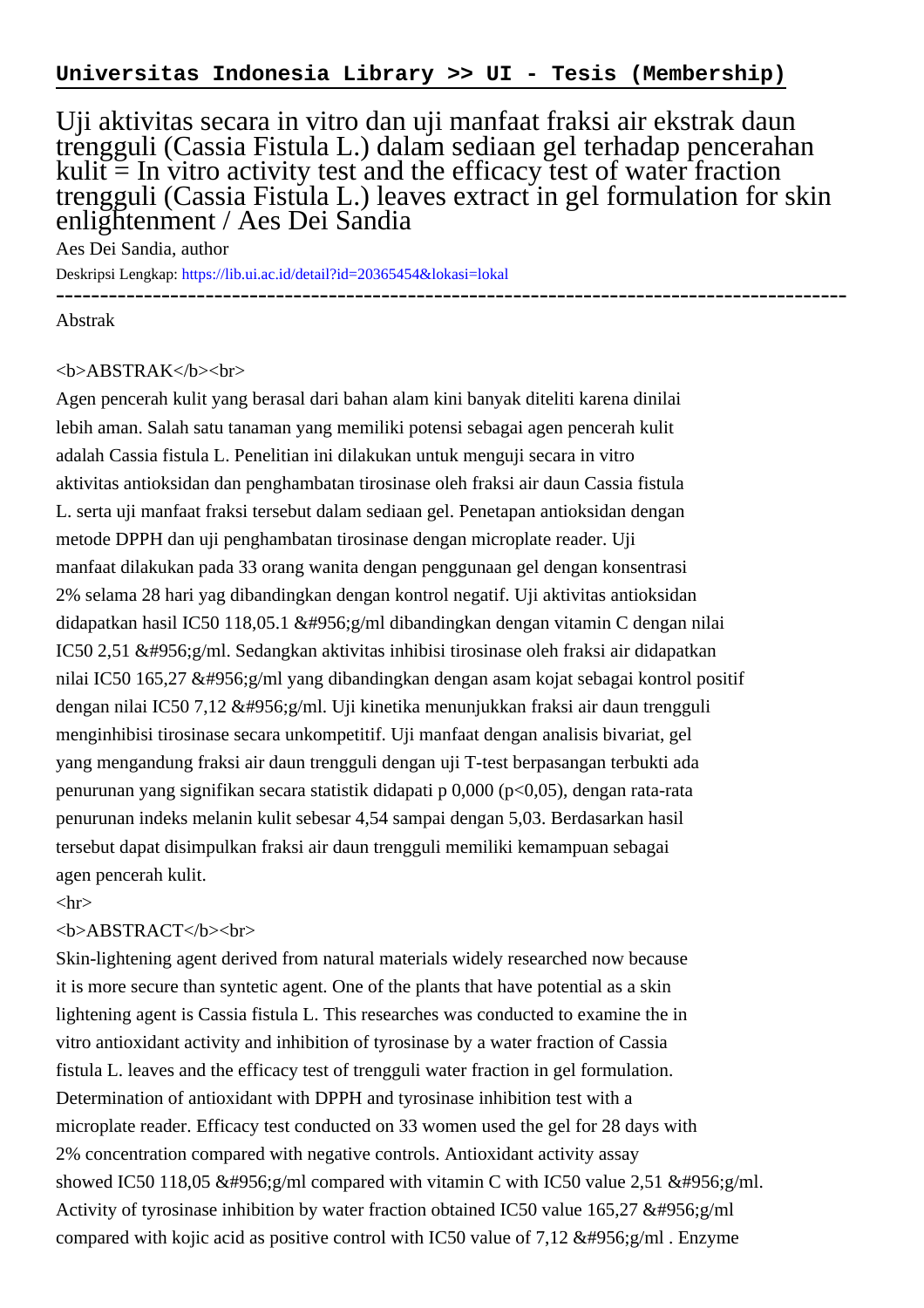**Universitas Indonesia Library >> UI - Tesis (Membership)**

# Uji aktivitas secara in vitro dan uji manfaat fraksi air ekstrak daun trengguli (Cassia Fistula L.) dalam sediaan gel terhadap pencerahan kulit = In vitro activity test and the efficacy test of water fraction trengguli (Cassia Fistula L.) leaves extract in gel formulation for skin enlightenment / Aes Dei Sandia

Aes Dei Sandia, author

Deskripsi Lengkap: https://lib.ui.ac.id/detail?id=20365454&lokasi=lokal

---

Abstrak

<b>ABSTRAK</b><br>
Agen pencerah kulit yang berasal dari bahan alam kini banyak diteliti karena dinilai lebih aman. Salah satu tanaman yang memiliki potensi sebagai agen pencerah kulit adalah Cassia fistula L. Penelitian ini dilakukan untuk menguji secara in vitro aktivitas antioksidan dan penghambatan tirosinase oleh fraksi air daun Cassia fistula L. serta uji manfaat fraksi tersebut dalam sediaan gel. Penetapan antioksidan dengan metode DPPH dan uji penghambatan tirosinase dengan microplate reader. Uji manfaat dilakukan pada 33 orang wanita dengan penggunaan gel dengan konsentrasi 2% selama 28 hari yag dibandingkan dengan kontrol negatif. Uji aktivitas antioksidan didapatkan hasil IC50 118,05.1 &#956;g/ml dibandingkan dengan vitamin C dengan nilai IC50 2,51 &#956;g/ml. Sedangkan aktivitas inhibisi tirosinase oleh fraksi air didapatkan nilai IC50 165,27 &#956;g/ml yang dibandingkan dengan asam kojat sebagai kontrol positif dengan nilai IC50 7,12 &#956;g/ml. Uji kinetika menunjukkan fraksi air daun trengguli menginhibisi tirosinase secara unkompetitif. Uji manfaat dengan analisis bivariat, gel yang mengandung fraksi air daun trengguli dengan uji T-test berpasangan terbukti ada penurunan yang signifikan secara statistik didapati p 0,000 (p<0,05), dengan rata-rata penurunan indeks melanin kulit sebesar 4,54 sampai dengan 5,03. Berdasarkan hasil tersebut dapat disimpulkan fraksi air daun trengguli memiliki kemampuan sebagai agen pencerah kulit.
<hr>
<b>ABSTRACT</b><br>
Skin-lightening agent derived from natural materials widely researched now because it is more secure than syntetic agent. One of the plants that have potential as a skin lightening agent is Cassia fistula L. This researches was conducted to examine the in vitro antioxidant activity and inhibition of tyrosinase by a water fraction of Cassia fistula L. leaves and the efficacy test of trengguli water fraction in gel formulation. Determination of antioxidant with DPPH and tyrosinase inhibition test with a microplate reader. Efficacy test conducted on 33 women used the gel for 28 days with 2% concentration compared with negative controls. Antioxidant activity assay showed IC50 118,05 &#956;g/ml compared with vitamin C with IC50 value 2,51 &#956;g/ml. Activity of tyrosinase inhibition by water fraction obtained IC50 value 165,27 &#956;g/ml compared with kojic acid as positive control with IC50 value of 7,12 &#956;g/ml . Enzyme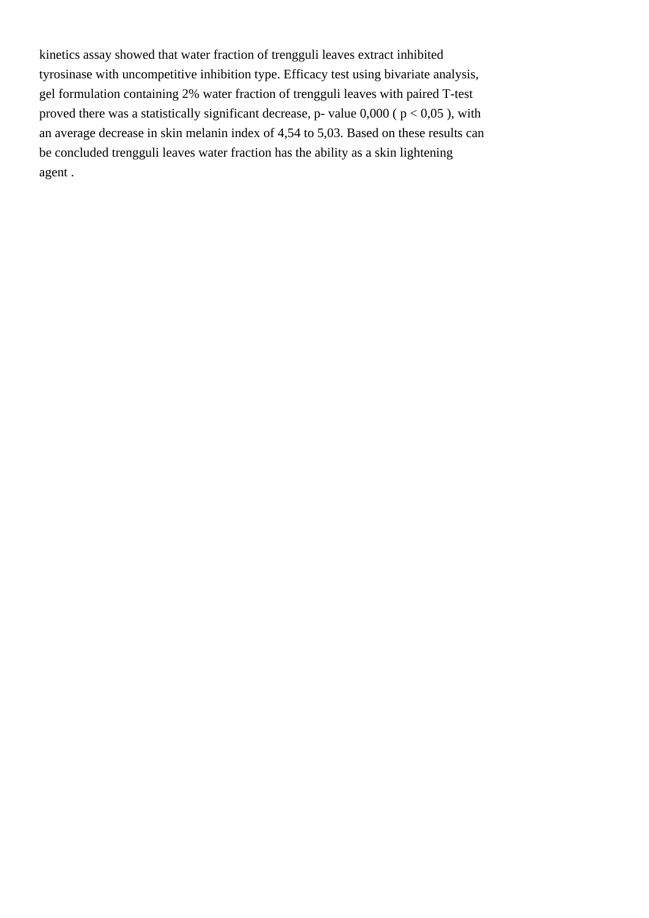kinetics assay showed that water fraction of trengguli leaves extract inhibited tyrosinase with uncompetitive inhibition type. Efficacy test using bivariate analysis, gel formulation containing 2% water fraction of trengguli leaves with paired T-test proved there was a statistically significant decrease, p- value 0,000 ( $p < 0{,}05$ ), with an average decrease in skin melanin index of 4,54 to 5,03. Based on these results can be concluded trengguli leaves water fraction has the ability as a skin lightening agent .